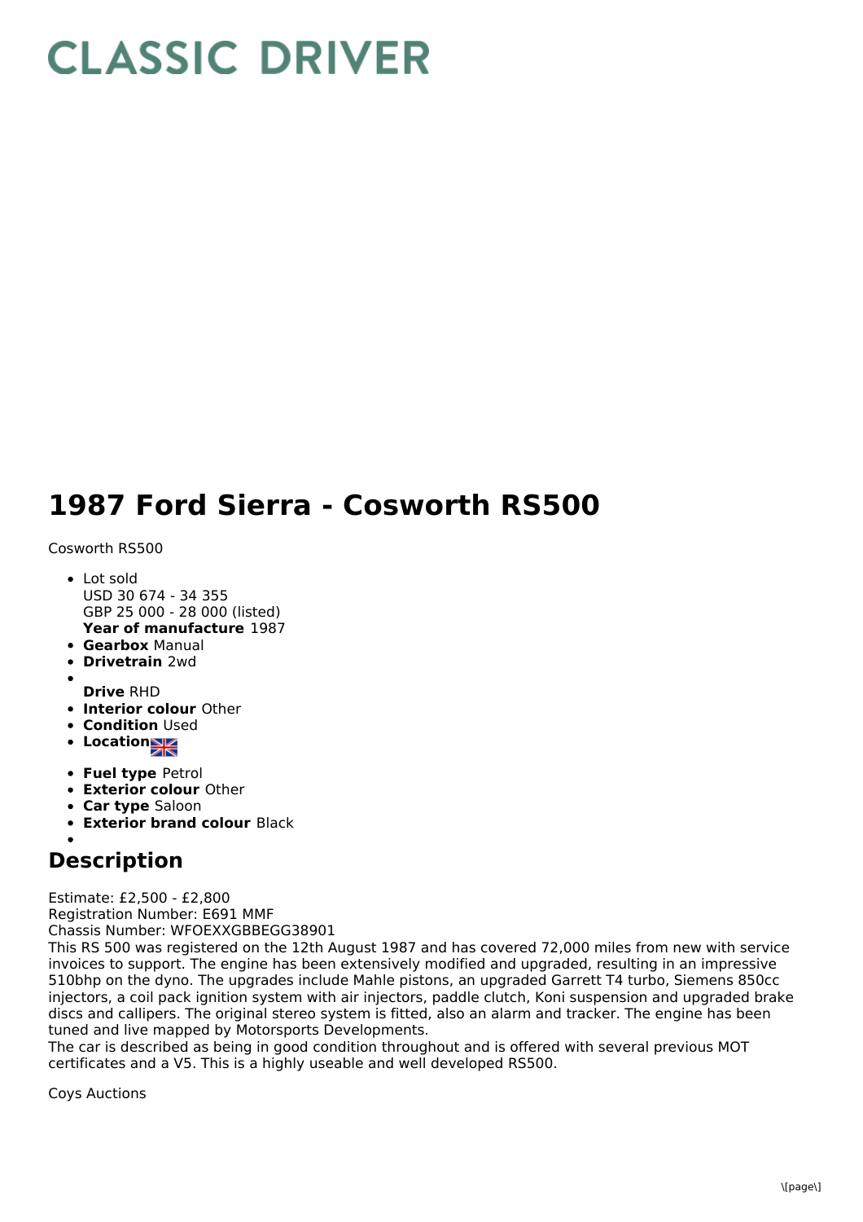# CLASSIC DRIVER

# 1987 Ford Sierra - Cosworth RS500

Cosworth RS500

- Lot sold
  USD 30 674 - 34 355
  GBP 25 000 - 28 000 (listed)
  **Year of manufacture** 1987
- **Gearbox** Manual
- **Drivetrain** 2wd
- 
  **Drive** RHD
- **Interior colour** Other
- **Condition** Used
- **Location**
- **Fuel type** Petrol
- **Exterior colour** Other
- **Car type** Saloon
- **Exterior brand colour** Black
- 

## Description

Estimate: £2,500 - £2,800
Registration Number: E691 MMF
Chassis Number: WFOEXXGBBEGG38901
This RS 500 was registered on the 12th August 1987 and has covered 72,000 miles from new with service invoices to support. The engine has been extensively modified and upgraded, resulting in an impressive 510bhp on the dyno. The upgrades include Mahle pistons, an upgraded Garrett T4 turbo, Siemens 850cc injectors, a coil pack ignition system with air injectors, paddle clutch, Koni suspension and upgraded brake discs and callipers. The original stereo system is fitted, also an alarm and tracker. The engine has been tuned and live mapped by Motorsports Developments.
The car is described as being in good condition throughout and is offered with several previous MOT certificates and a V5. This is a highly useable and well developed RS500.

Coys Auctions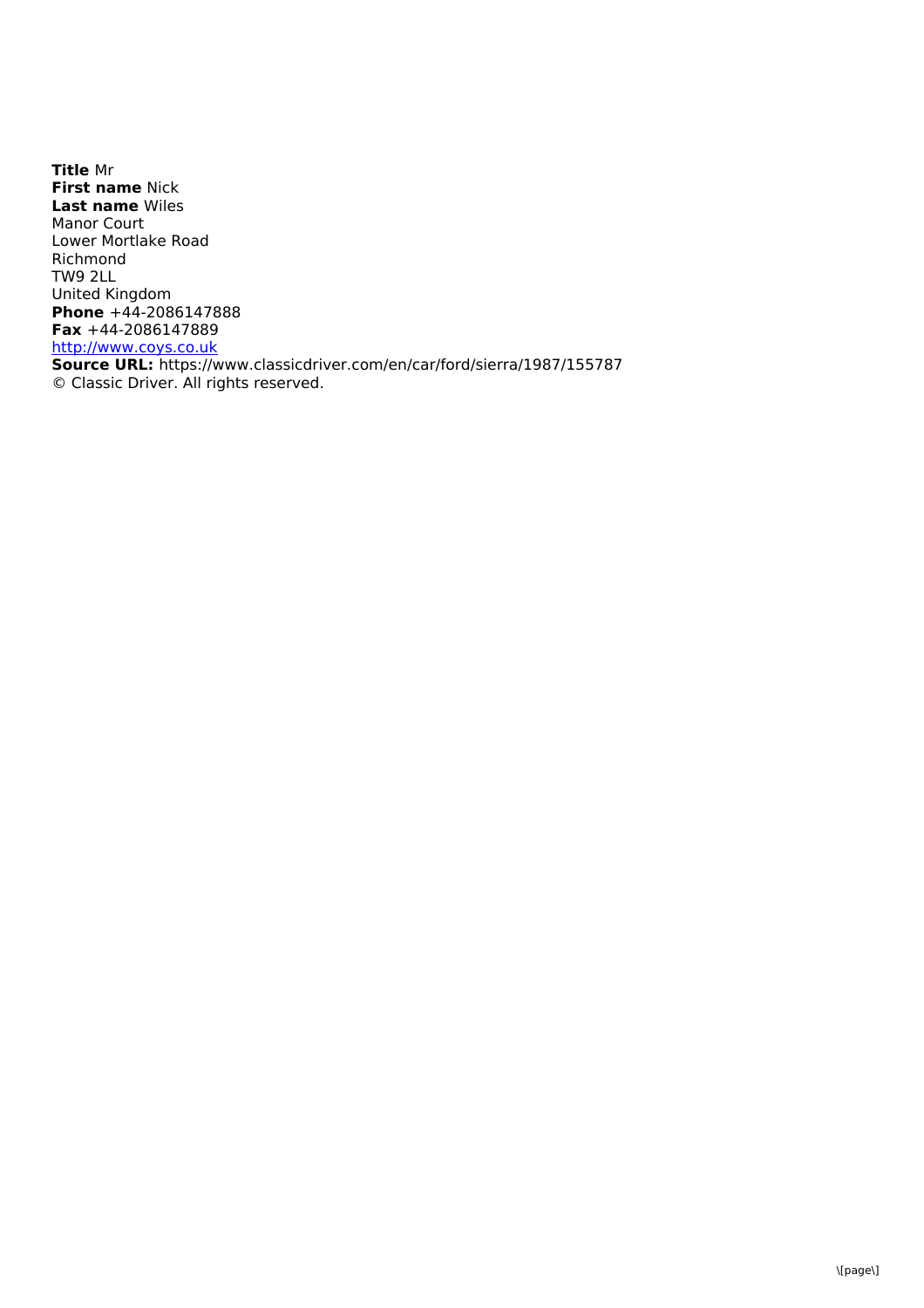**Title** Mr
**First name** Nick
**Last name** Wiles
Manor Court
Lower Mortlake Road
Richmond
TW9 2LL
United Kingdom
**Phone** +44-2086147888
**Fax** +44-2086147889
[http://www.coys.co.uk](http://www.coys.co.uk)
**Source URL:** https://www.classicdriver.com/en/car/ford/sierra/1987/155787
© Classic Driver. All rights reserved.